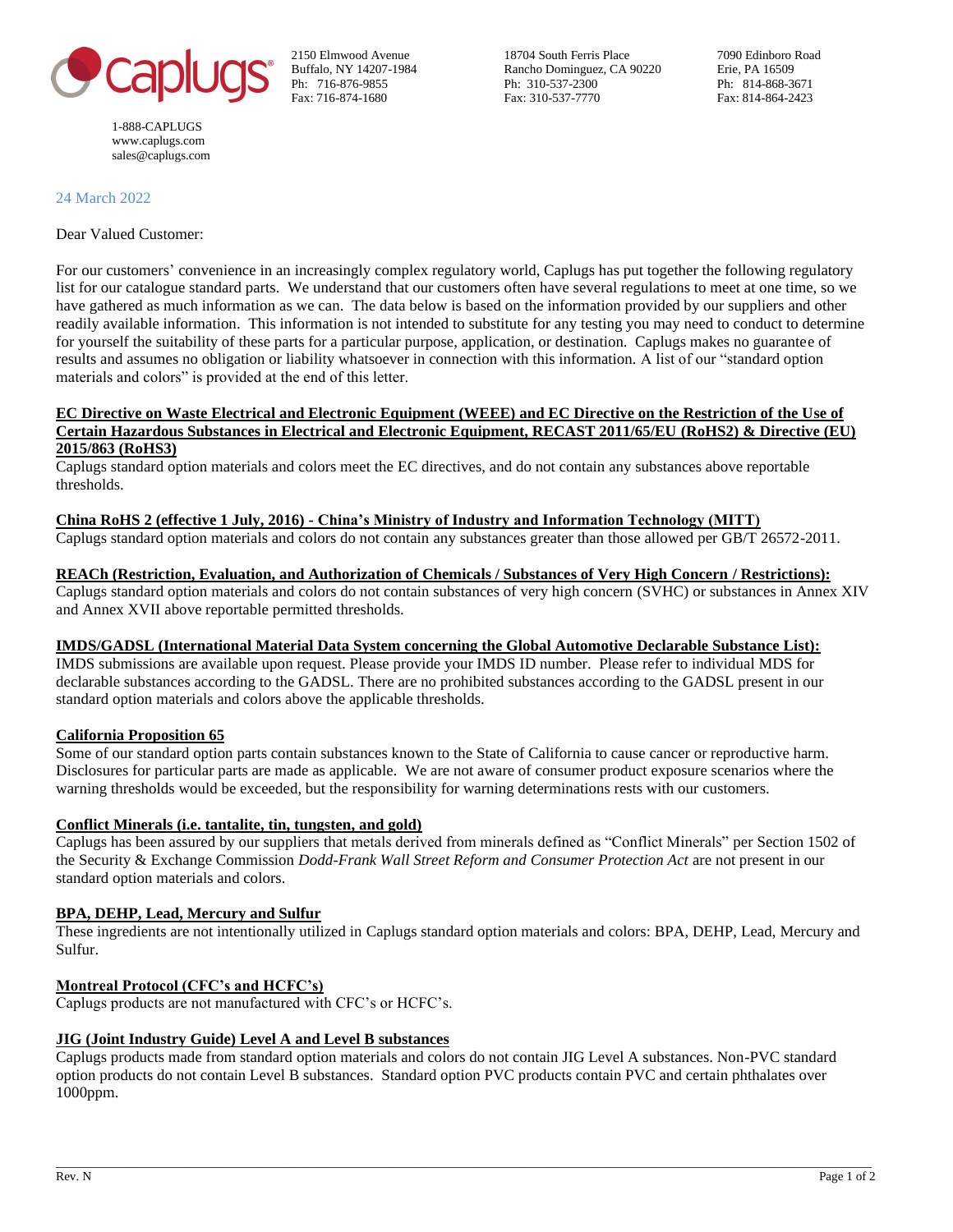caplugs

2150 Elmwood Avenue
Buffalo, NY 14207-1984
Ph: 716-876-9855
Fax: 716-874-1680

18704 South Ferris Place
Rancho Dominguez, CA 90220
Ph: 310-537-2300
Fax: 310-537-7770

7090 Edinboro Road
Erie, PA 16509
Ph: 814-868-3671
Fax: 814-864-2423

1-888-CAPLUGS
www.caplugs.com
sales@caplugs.com

24 March 2022

Dear Valued Customer:

For our customers' convenience in an increasingly complex regulatory world, Caplugs has put together the following regulatory list for our catalogue standard parts. We understand that our customers often have several regulations to meet at one time, so we have gathered as much information as we can. The data below is based on the information provided by our suppliers and other readily available information. This information is not intended to substitute for any testing you may need to conduct to determine for yourself the suitability of these parts for a particular purpose, application, or destination. Caplugs makes no guarantee of results and assumes no obligation or liability whatsoever in connection with this information. A list of our "standard option materials and colors" is provided at the end of this letter.

**EC Directive on Waste Electrical and Electronic Equipment (WEEE) and EC Directive on the Restriction of the Use of Certain Hazardous Substances in Electrical and Electronic Equipment, RECAST 2011/65/EU (RoHS2) & Directive (EU) 2015/863 (RoHS3)**

Caplugs standard option materials and colors meet the EC directives, and do not contain any substances above reportable thresholds.

**China RoHS 2 (effective 1 July, 2016) - China's Ministry of Industry and Information Technology (MITT)**

Caplugs standard option materials and colors do not contain any substances greater than those allowed per GB/T 26572-2011.

**REACh (Restriction, Evaluation, and Authorization of Chemicals / Substances of Very High Concern / Restrictions):**

Caplugs standard option materials and colors do not contain substances of very high concern (SVHC) or substances in Annex XIV and Annex XVII above reportable permitted thresholds.

**IMDS/GADSL (International Material Data System concerning the Global Automotive Declarable Substance List):**

IMDS submissions are available upon request. Please provide your IMDS ID number. Please refer to individual MDS for declarable substances according to the GADSL. There are no prohibited substances according to the GADSL present in our standard option materials and colors above the applicable thresholds.

**California Proposition 65**

Some of our standard option parts contain substances known to the State of California to cause cancer or reproductive harm. Disclosures for particular parts are made as applicable. We are not aware of consumer product exposure scenarios where the warning thresholds would be exceeded, but the responsibility for warning determinations rests with our customers.

**Conflict Minerals (i.e. tantalite, tin, tungsten, and gold)**

Caplugs has been assured by our suppliers that metals derived from minerals defined as "Conflict Minerals" per Section 1502 of the Security & Exchange Commission *Dodd-Frank Wall Street Reform and Consumer Protection Act* are not present in our standard option materials and colors.

**BPA, DEHP, Lead, Mercury and Sulfur**

These ingredients are not intentionally utilized in Caplugs standard option materials and colors: BPA, DEHP, Lead, Mercury and Sulfur.

**Montreal Protocol (CFC's and HCFC's)**

Caplugs products are not manufactured with CFC's or HCFC's.

**JIG (Joint Industry Guide) Level A and Level B substances**

Caplugs products made from standard option materials and colors do not contain JIG Level A substances. Non-PVC standard option products do not contain Level B substances. Standard option PVC products contain PVC and certain phthalates over 1000ppm.

Rev. N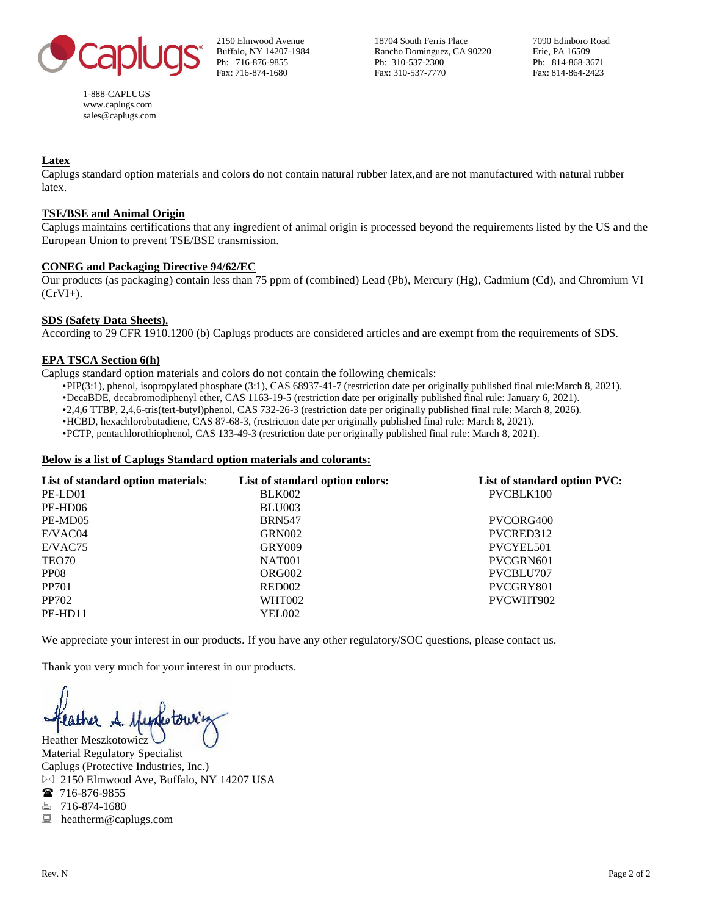2150 Elmwood Avenue
Buffalo, NY 14207-1984
Ph: 716-876-9855
Fax: 716-874-1680

18704 South Ferris Place
Rancho Dominguez, CA 90220
Ph: 310-537-2300
Fax: 310-537-7770

7090 Edinboro Road
Erie, PA 16509
Ph: 814-868-3671
Fax: 814-864-2423

1-888-CAPLUGS
www.caplugs.com
sales@caplugs.com

**Latex**

Caplugs standard option materials and colors do not contain natural rubber latex,and are not manufactured with natural rubber latex.

**TSE/BSE and Animal Origin**

Caplugs maintains certifications that any ingredient of animal origin is processed beyond the requirements listed by the US and the European Union to prevent TSE/BSE transmission.

**CONEG and Packaging Directive 94/62/EC**

Our products (as packaging) contain less than 75 ppm of (combined) Lead (Pb), Mercury (Hg), Cadmium (Cd), and Chromium VI (CrVI+).

**SDS (Safety Data Sheets).**

According to 29 CFR 1910.1200 (b) Caplugs products are considered articles and are exempt from the requirements of SDS.

**EPA TSCA Section 6(h)**

Caplugs standard option materials and colors do not contain the following chemicals:

- PIP(3:1), phenol, isopropylated phosphate (3:1), CAS 68937-41-7 (restriction date per originally published final rule:March 8, 2021).
- DecaBDE, decabromodiphenyl ether, CAS 1163-19-5 (restriction date per originally published final rule: January 6, 2021).
- 2,4,6 TTBP, 2,4,6-tris(tert-butyl)phenol, CAS 732-26-3 (restriction date per originally published final rule: March 8, 2026).
- HCBD, hexachlorobutadiene, CAS 87-68-3, (restriction date per originally published final rule: March 8, 2021).
- PCTP, pentachlorothiophenol, CAS 133-49-3 (restriction date per originally published final rule: March 8, 2021).

**Below is a list of Caplugs Standard option materials and colorants:**

| List of standard option materials: | List of standard option colors: | List of standard option PVC: |
|---|---|---|
| PE-LD01 | BLK002 | PVCBLK100 |
| PE-HD06 | BLU003 | |
| PE-MD05 | BRN547 | PVCORG400 |
| E/VAC04 | GRN002 | PVCRED312 |
| E/VAC75 | GRY009 | PVCYEL501 |
| TEO70 | NAT001 | PVCGRN601 |
| PP08 | ORG002 | PVCBLU707 |
| PP701 | RED002 | PVCGRY801 |
| PP702 | WHT002 | PVCWHT902 |
| PE-HD11 | YEL002 | |

We appreciate your interest in our products. If you have any other regulatory/SOC questions, please contact us.

Thank you very much for your interest in our products.

Heather Meszkotowicz
Material Regulatory Specialist
Caplugs (Protective Industries, Inc.)
2150 Elmwood Ave, Buffalo, NY 14207 USA
716-876-9855
716-874-1680
heatherm@caplugs.com

Rev. N